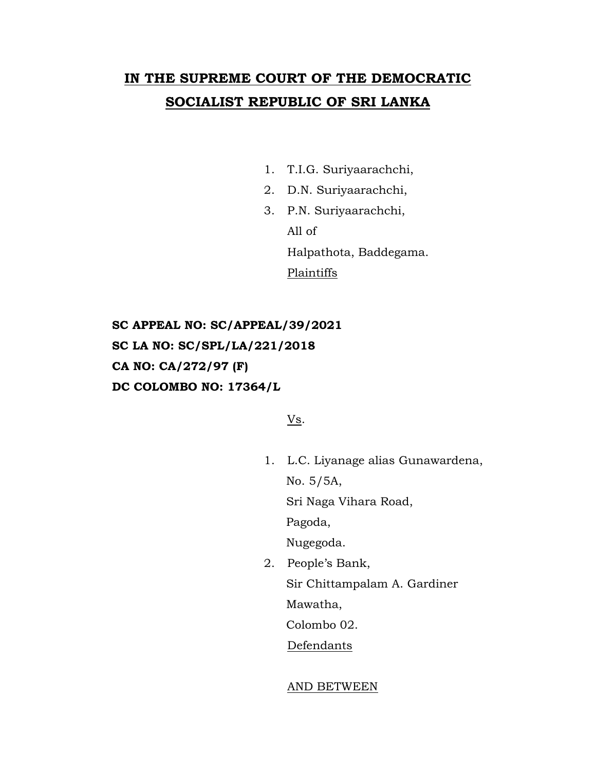# IN THE SUPREME COURT OF THE DEMOCRATIC SOCIALIST REPUBLIC OF SRI LANKA

1. T.I.G. Suriyaarachchi,
2. D.N. Suriyaarachchi,
3. P.N. Suriyaarachchi,

   All of
   Halpathota, Baddegama.
   Plaintiffs

**SC APPEAL NO: SC/APPEAL/39/2021**
**SC LA NO: SC/SPL/LA/221/2018**
**CA NO: CA/272/97 (F)**
**DC COLOMBO NO: 17364/L**

Vs.

1. L.C. Liyanage alias Gunawardena,
   No. 5/5A,
   Sri Naga Vihara Road,
   Pagoda,
   Nugegoda.
2. People's Bank,
   Sir Chittampalam A. Gardiner
   Mawatha,
   Colombo 02.
   Defendants

AND BETWEEN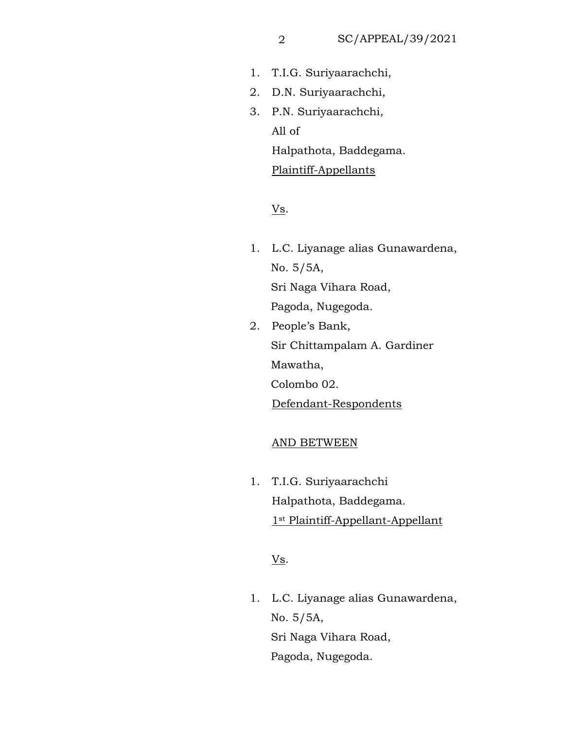1. T.I.G. Suriyaarachchi,
2. D.N. Suriyaarachchi,
3. P.N. Suriyaarachchi,
   All of
   Halpathota, Baddegama.
   Plaintiff-Appellants

Vs.

1. L.C. Liyanage alias Gunawardena,
   No. 5/5A,
   Sri Naga Vihara Road,
   Pagoda, Nugegoda.
2. People's Bank,
   Sir Chittampalam A. Gardiner
   Mawatha,
   Colombo 02.
   Defendant-Respondents

AND BETWEEN

1. T.I.G. Suriyaarachchi
   Halpathota, Baddegama.
   1st Plaintiff-Appellant-Appellant

Vs.

1. L.C. Liyanage alias Gunawardena,
   No. 5/5A,
   Sri Naga Vihara Road,
   Pagoda, Nugegoda.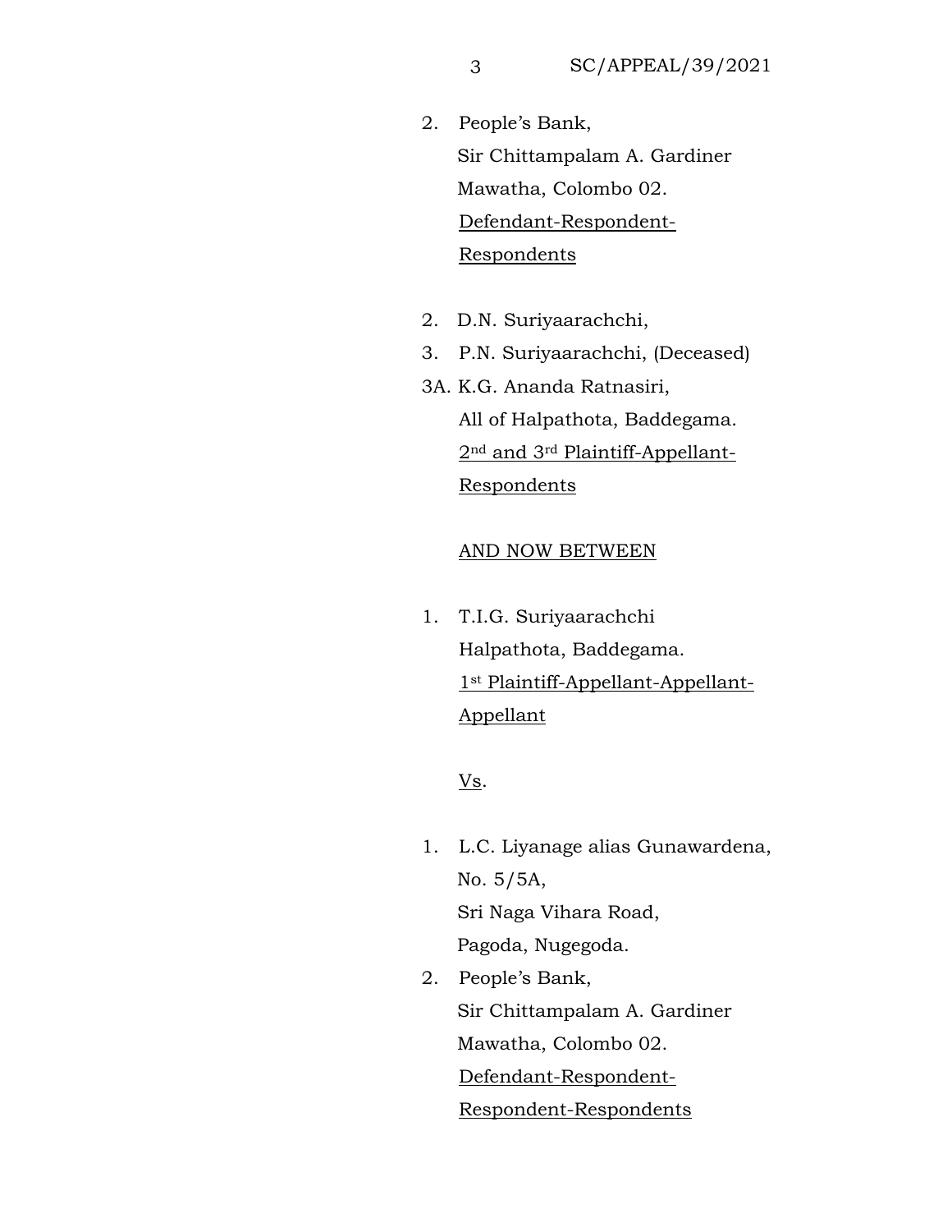2. People's Bank,
   Sir Chittampalam A. Gardiner
   Mawatha, Colombo 02.
   Defendant-Respondent-
   Respondents

2. D.N. Suriyaarachchi,
3. P.N. Suriyaarachchi, (Deceased)

3A. K.G. Ananda Ratnasiri,
   All of Halpathota, Baddegama.
   2nd and 3rd Plaintiff-Appellant-
   Respondents

AND NOW BETWEEN

1. T.I.G. Suriyaarachchi
   Halpathota, Baddegama.
   1st Plaintiff-Appellant-Appellant-
   Appellant

Vs.

1. L.C. Liyanage alias Gunawardena,
   No. 5/5A,
   Sri Naga Vihara Road,
   Pagoda, Nugegoda.
2. People's Bank,
   Sir Chittampalam A. Gardiner
   Mawatha, Colombo 02.
   Defendant-Respondent-
   Respondent-Respondents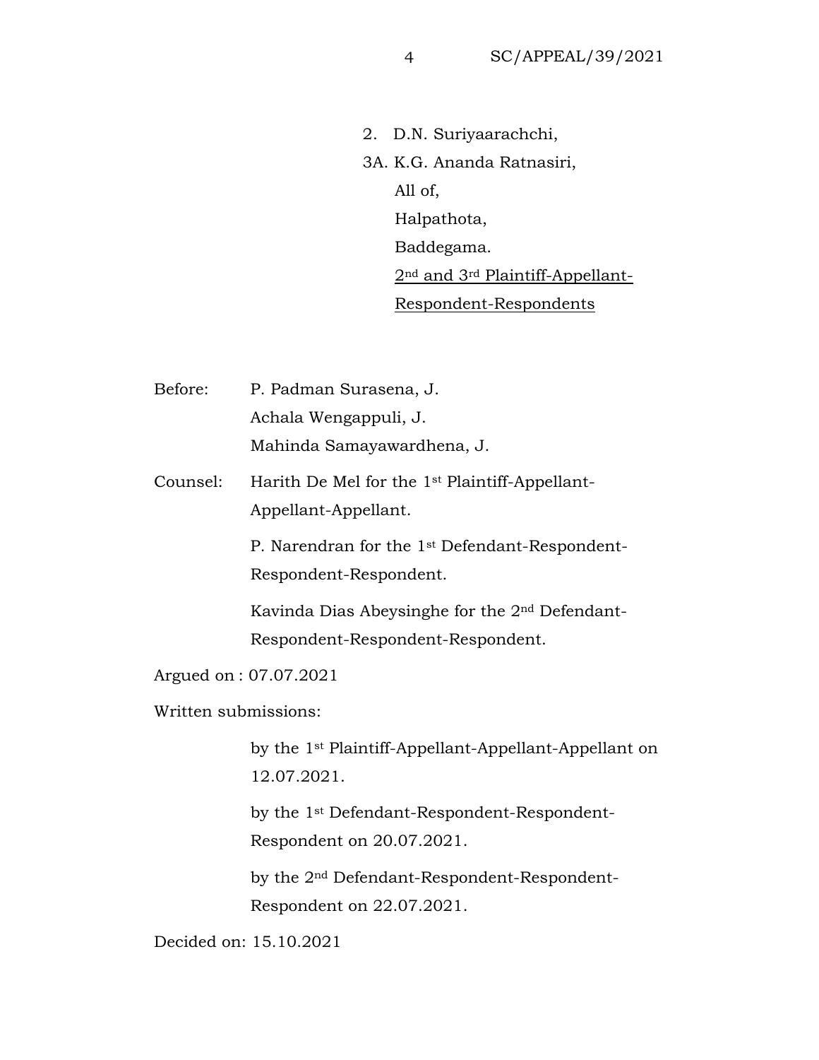2. D.N. Suriyaarachchi,

3A. K.G. Ananda Ratnasiri,

All of,

Halpathota,

Baddegama.

2nd and 3rd Plaintiff-Appellant-Respondent-Respondents

Before: P. Padman Surasena, J.

Achala Wengappuli, J.

Mahinda Samayawardhena, J.

Counsel: Harith De Mel for the 1st Plaintiff-Appellant-Appellant-Appellant.

P. Narendran for the 1st Defendant-Respondent-Respondent-Respondent.

Kavinda Dias Abeysinghe for the 2nd Defendant-Respondent-Respondent-Respondent.

Argued on : 07.07.2021

Written submissions:

by the 1st Plaintiff-Appellant-Appellant-Appellant on 12.07.2021.

by the 1st Defendant-Respondent-Respondent-Respondent on 20.07.2021.

by the 2nd Defendant-Respondent-Respondent-Respondent on 22.07.2021.

Decided on: 15.10.2021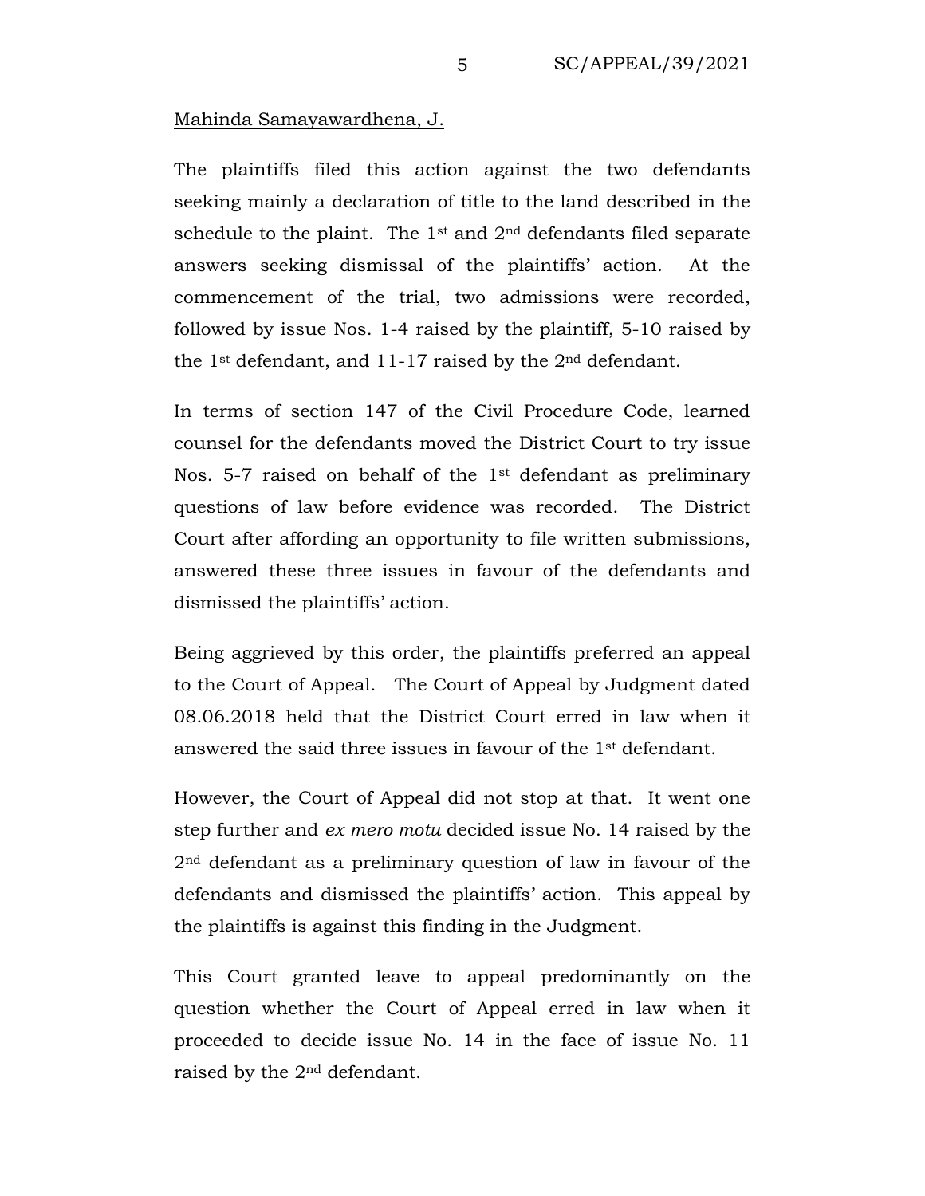Mahinda Samayawardhena, J.

The plaintiffs filed this action against the two defendants seeking mainly a declaration of title to the land described in the schedule to the plaint. The 1st and 2nd defendants filed separate answers seeking dismissal of the plaintiffs' action. At the commencement of the trial, two admissions were recorded, followed by issue Nos. 1-4 raised by the plaintiff, 5-10 raised by the 1st defendant, and 11-17 raised by the 2nd defendant.

In terms of section 147 of the Civil Procedure Code, learned counsel for the defendants moved the District Court to try issue Nos. 5-7 raised on behalf of the 1st defendant as preliminary questions of law before evidence was recorded. The District Court after affording an opportunity to file written submissions, answered these three issues in favour of the defendants and dismissed the plaintiffs' action.

Being aggrieved by this order, the plaintiffs preferred an appeal to the Court of Appeal. The Court of Appeal by Judgment dated 08.06.2018 held that the District Court erred in law when it answered the said three issues in favour of the 1st defendant.

However, the Court of Appeal did not stop at that. It went one step further and *ex mero motu* decided issue No. 14 raised by the 2nd defendant as a preliminary question of law in favour of the defendants and dismissed the plaintiffs' action. This appeal by the plaintiffs is against this finding in the Judgment.

This Court granted leave to appeal predominantly on the question whether the Court of Appeal erred in law when it proceeded to decide issue No. 14 in the face of issue No. 11 raised by the 2nd defendant.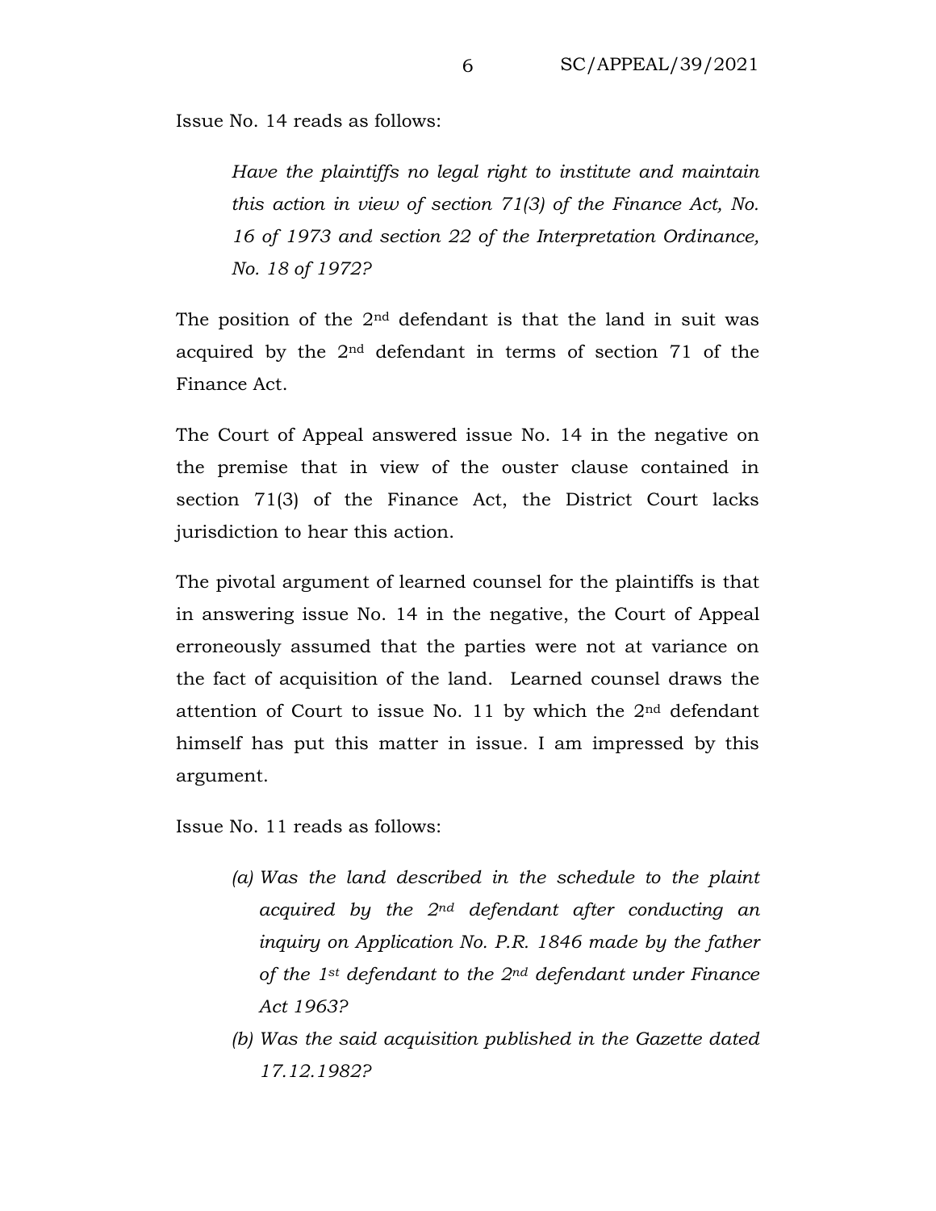Issue No. 14 reads as follows:

> *Have the plaintiffs no legal right to institute and maintain this action in view of section 71(3) of the Finance Act, No. 16 of 1973 and section 22 of the Interpretation Ordinance, No. 18 of 1972?*

The position of the 2nd defendant is that the land in suit was acquired by the 2nd defendant in terms of section 71 of the Finance Act.

The Court of Appeal answered issue No. 14 in the negative on the premise that in view of the ouster clause contained in section 71(3) of the Finance Act, the District Court lacks jurisdiction to hear this action.

The pivotal argument of learned counsel for the plaintiffs is that in answering issue No. 14 in the negative, the Court of Appeal erroneously assumed that the parties were not at variance on the fact of acquisition of the land. Learned counsel draws the attention of Court to issue No. 11 by which the 2nd defendant himself has put this matter in issue. I am impressed by this argument.

Issue No. 11 reads as follows:

> (a) *Was the land described in the schedule to the plaint acquired by the 2nd defendant after conducting an inquiry on Application No. P.R. 1846 made by the father of the 1st defendant to the 2nd defendant under Finance Act 1963?*
>
> (b) *Was the said acquisition published in the Gazette dated 17.12.1982?*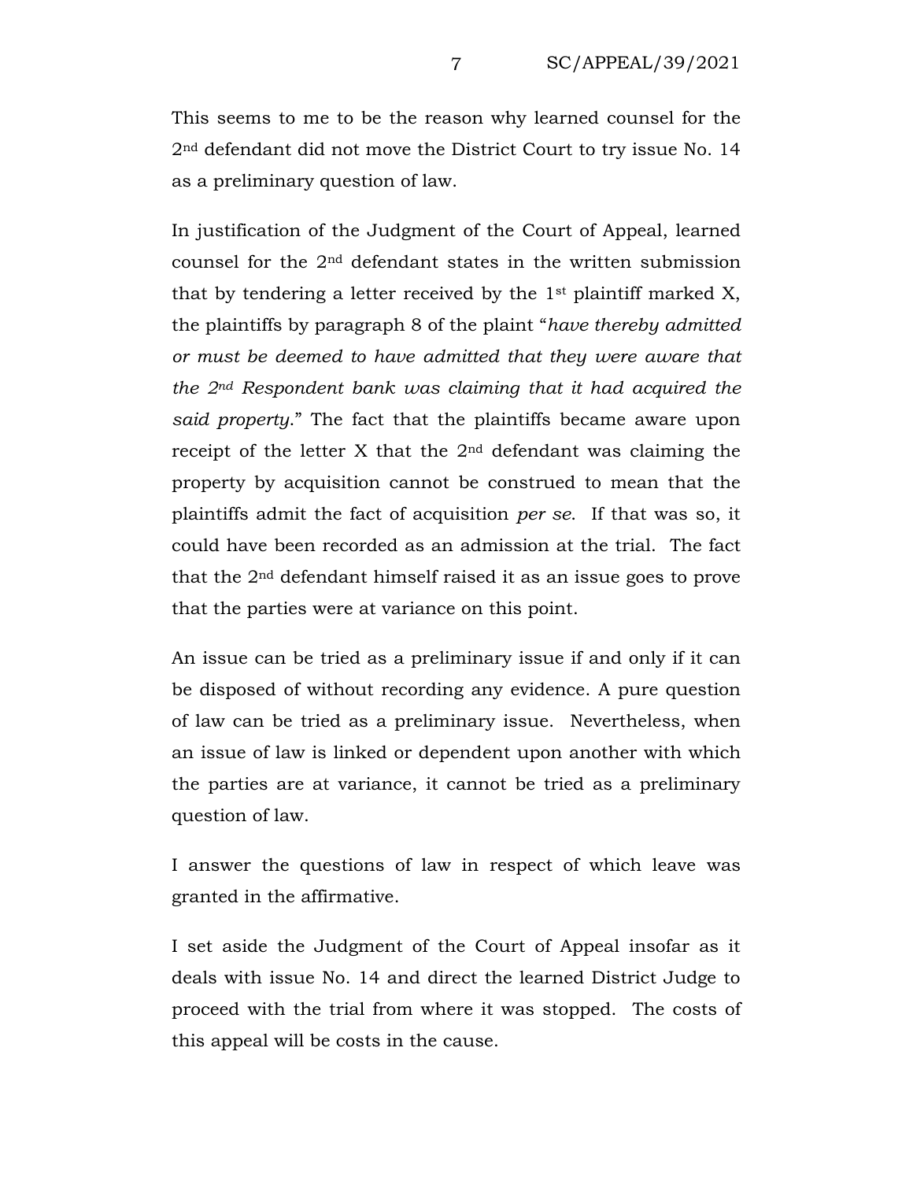This seems to me to be the reason why learned counsel for the 2nd defendant did not move the District Court to try issue No. 14 as a preliminary question of law.

In justification of the Judgment of the Court of Appeal, learned counsel for the 2nd defendant states in the written submission that by tendering a letter received by the 1st plaintiff marked X, the plaintiffs by paragraph 8 of the plaint "*have thereby admitted or must be deemed to have admitted that they were aware that the 2nd Respondent bank was claiming that it had acquired the said property*." The fact that the plaintiffs became aware upon receipt of the letter X that the 2nd defendant was claiming the property by acquisition cannot be construed to mean that the plaintiffs admit the fact of acquisition *per se*. If that was so, it could have been recorded as an admission at the trial. The fact that the 2nd defendant himself raised it as an issue goes to prove that the parties were at variance on this point.

An issue can be tried as a preliminary issue if and only if it can be disposed of without recording any evidence. A pure question of law can be tried as a preliminary issue. Nevertheless, when an issue of law is linked or dependent upon another with which the parties are at variance, it cannot be tried as a preliminary question of law.

I answer the questions of law in respect of which leave was granted in the affirmative.

I set aside the Judgment of the Court of Appeal insofar as it deals with issue No. 14 and direct the learned District Judge to proceed with the trial from where it was stopped. The costs of this appeal will be costs in the cause.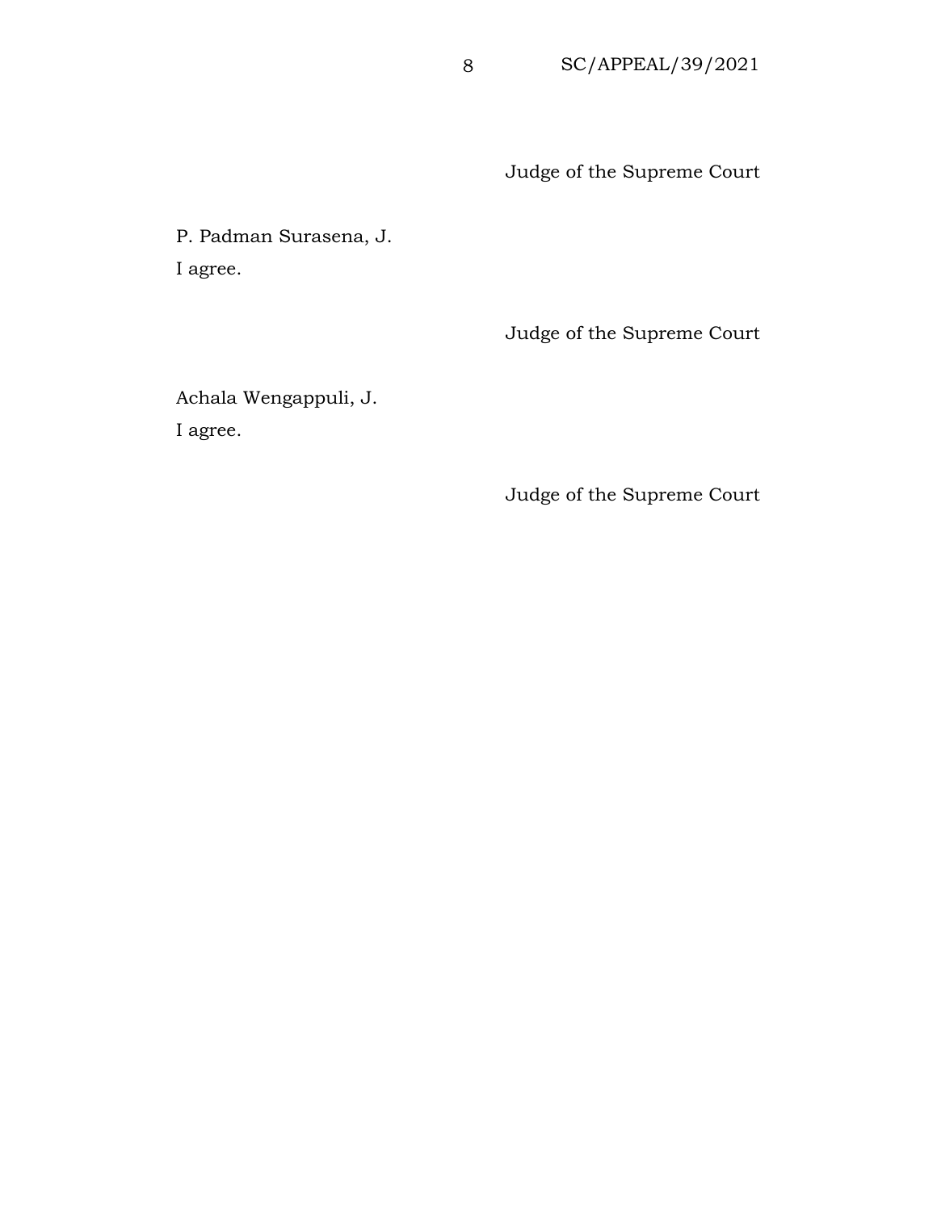Judge of the Supreme Court

P. Padman Surasena, J.

I agree.

Judge of the Supreme Court

Achala Wengappuli, J.

I agree.

Judge of the Supreme Court